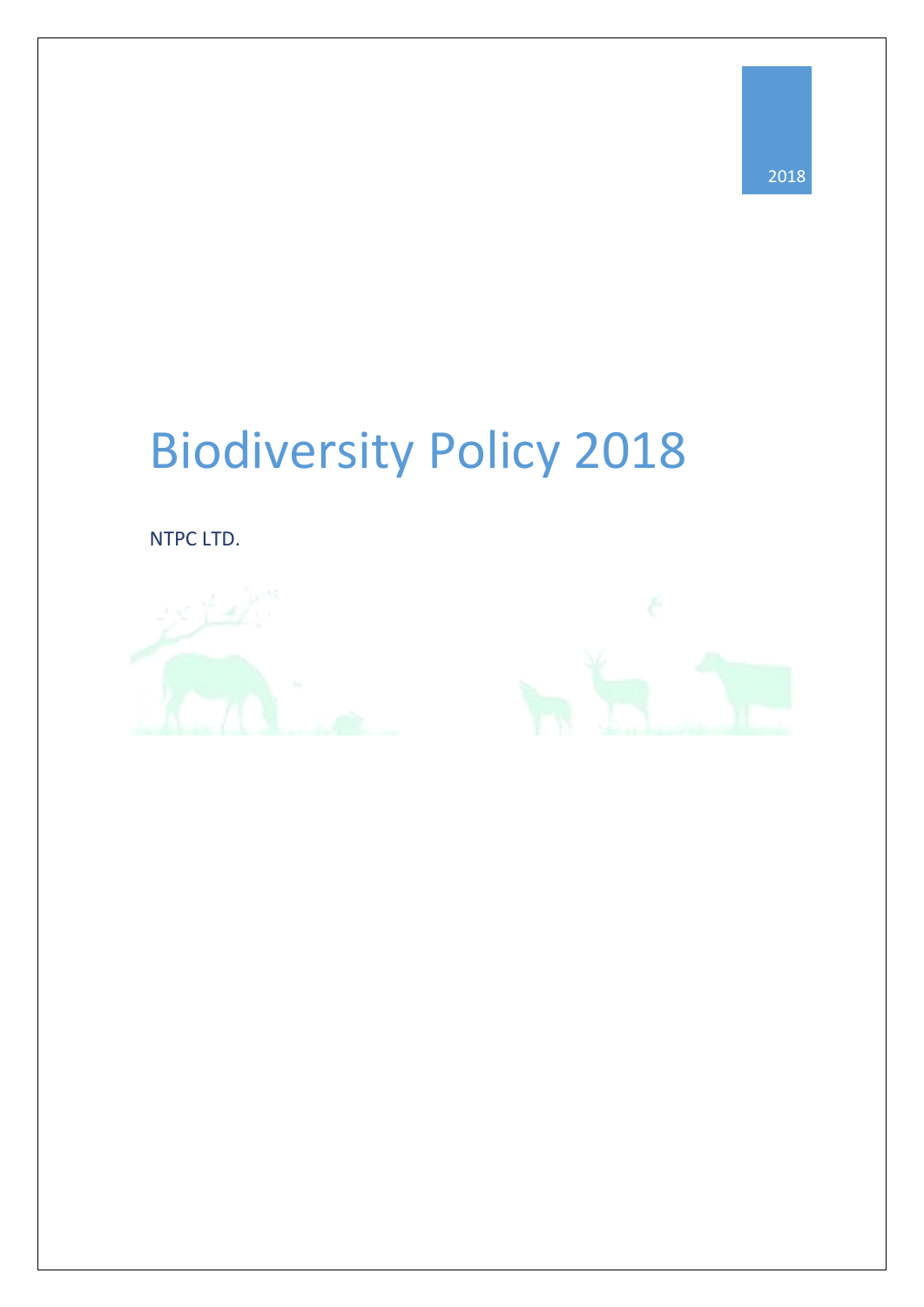2018

# Biodiversity Policy 2018

NTPC LTD.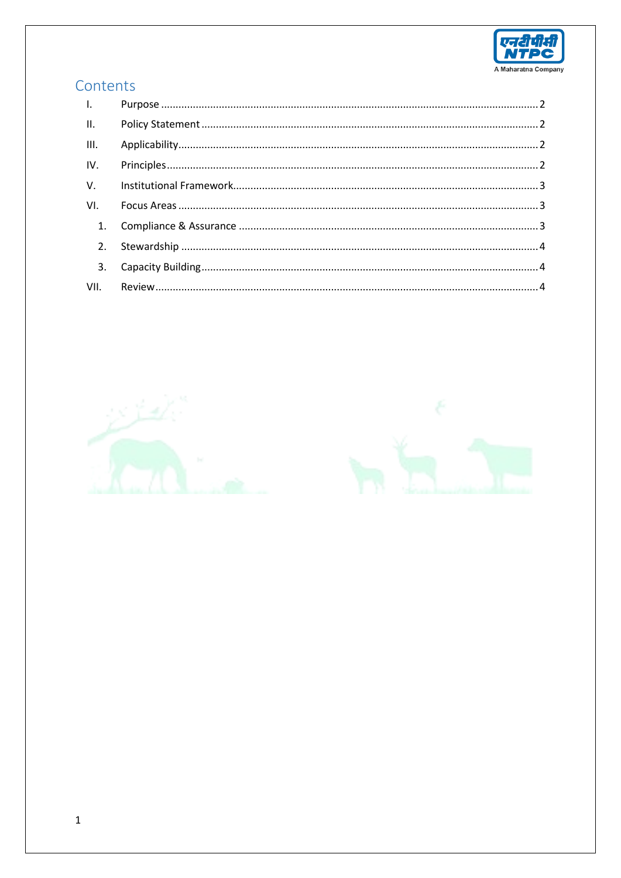# Contents

| | | |
|---|---|---|
| I. | Purpose | 2 |
| II. | Policy Statement | 2 |
| III. | Applicability | 2 |
| IV. | Principles | 2 |
| V. | Institutional Framework | 3 |
| VI. | Focus Areas | 3 |
| 1. | Compliance & Assurance | 3 |
| 2. | Stewardship | 4 |
| 3. | Capacity Building | 4 |
| VII. | Review | 4 |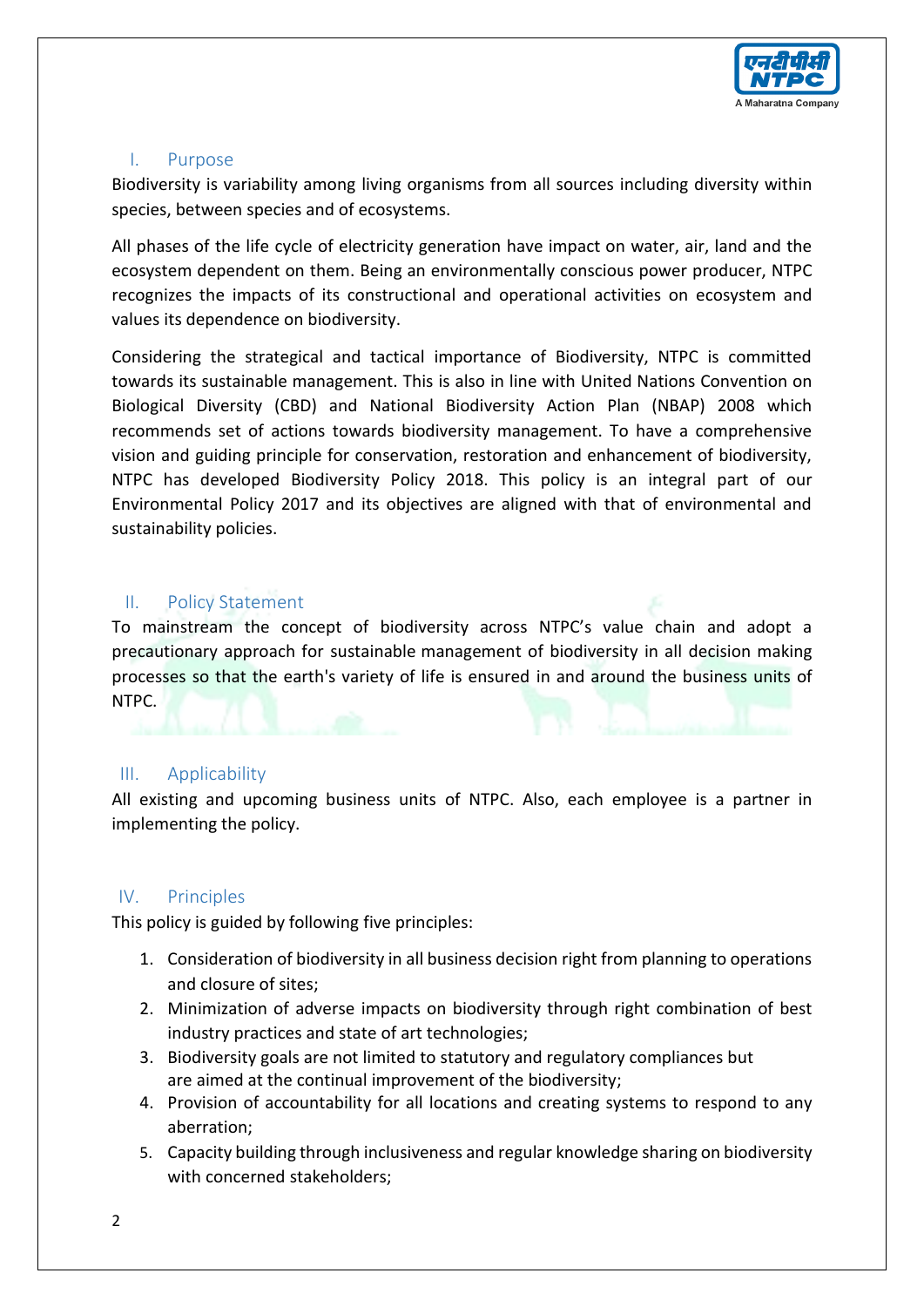## I. Purpose

Biodiversity is variability among living organisms from all sources including diversity within species, between species and of ecosystems.

All phases of the life cycle of electricity generation have impact on water, air, land and the ecosystem dependent on them. Being an environmentally conscious power producer, NTPC recognizes the impacts of its constructional and operational activities on ecosystem and values its dependence on biodiversity.

Considering the strategical and tactical importance of Biodiversity, NTPC is committed towards its sustainable management. This is also in line with United Nations Convention on Biological Diversity (CBD) and National Biodiversity Action Plan (NBAP) 2008 which recommends set of actions towards biodiversity management. To have a comprehensive vision and guiding principle for conservation, restoration and enhancement of biodiversity, NTPC has developed Biodiversity Policy 2018. This policy is an integral part of our Environmental Policy 2017 and its objectives are aligned with that of environmental and sustainability policies.

## II. Policy Statement

To mainstream the concept of biodiversity across NTPC's value chain and adopt a precautionary approach for sustainable management of biodiversity in all decision making processes so that the earth's variety of life is ensured in and around the business units of NTPC.

## III. Applicability

All existing and upcoming business units of NTPC. Also, each employee is a partner in implementing the policy.

## IV. Principles

This policy is guided by following five principles:

1. Consideration of biodiversity in all business decision right from planning to operations and closure of sites;
2. Minimization of adverse impacts on biodiversity through right combination of best industry practices and state of art technologies;
3. Biodiversity goals are not limited to statutory and regulatory compliances but are aimed at the continual improvement of the biodiversity;
4. Provision of accountability for all locations and creating systems to respond to any aberration;
5. Capacity building through inclusiveness and regular knowledge sharing on biodiversity with concerned stakeholders;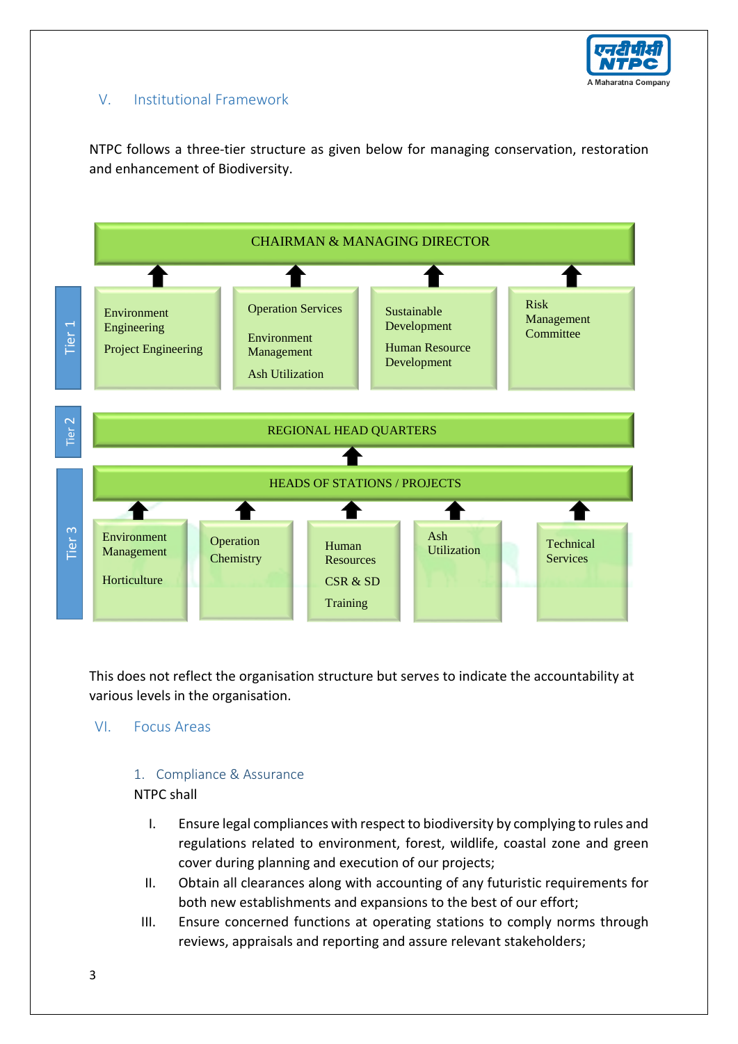## V. Institutional Framework

NTPC follows a three-tier structure as given below for managing conservation, restoration and enhancement of Biodiversity.

CHAIRMAN & MANAGING DIRECTOR

Tier 1

Environment Engineering
Project Engineering

Operation Services
Environment Management
Ash Utilization

Sustainable Development
Human Resource Development

Risk Management Committee

Tier 2

REGIONAL HEAD QUARTERS

Tier 3

HEADS OF STATIONS / PROJECTS

Environment Management
Horticulture

Operation Chemistry

Human Resources
CSR & SD
Training

Ash Utilization

Technical Services

This does not reflect the organisation structure but serves to indicate the accountability at various levels in the organisation.

## VI. Focus Areas

### 1. Compliance & Assurance

NTPC shall

I. Ensure legal compliances with respect to biodiversity by complying to rules and regulations related to environment, forest, wildlife, coastal zone and green cover during planning and execution of our projects;

II. Obtain all clearances along with accounting of any futuristic requirements for both new establishments and expansions to the best of our effort;

III. Ensure concerned functions at operating stations to comply norms through reviews, appraisals and reporting and assure relevant stakeholders;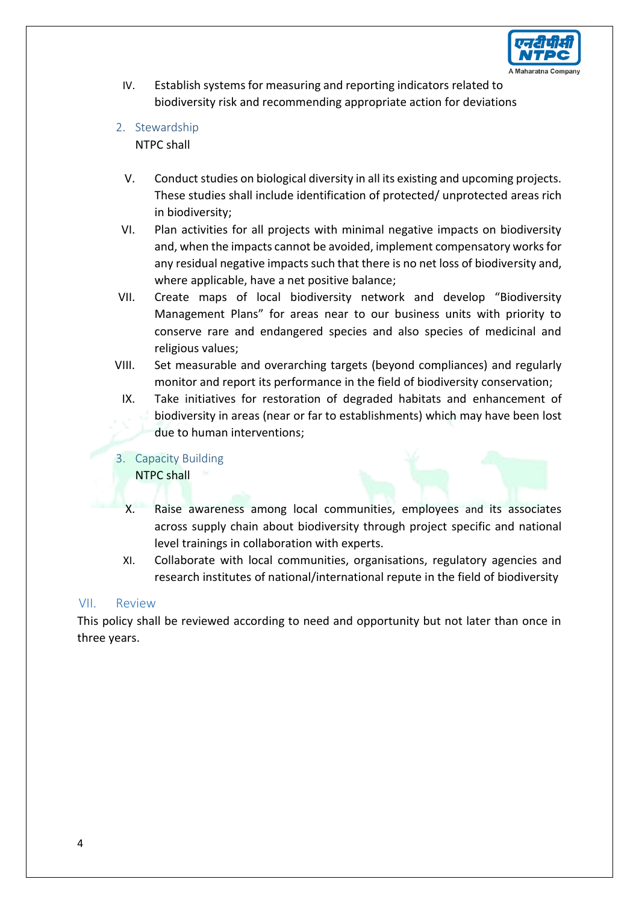IV. Establish systems for measuring and reporting indicators related to biodiversity risk and recommending appropriate action for deviations

2. Stewardship

NTPC shall

V. Conduct studies on biological diversity in all its existing and upcoming projects. These studies shall include identification of protected/ unprotected areas rich in biodiversity;

VI. Plan activities for all projects with minimal negative impacts on biodiversity and, when the impacts cannot be avoided, implement compensatory works for any residual negative impacts such that there is no net loss of biodiversity and, where applicable, have a net positive balance;

VII. Create maps of local biodiversity network and develop "Biodiversity Management Plans" for areas near to our business units with priority to conserve rare and endangered species and also species of medicinal and religious values;

VIII. Set measurable and overarching targets (beyond compliances) and regularly monitor and report its performance in the field of biodiversity conservation;

IX. Take initiatives for restoration of degraded habitats and enhancement of biodiversity in areas (near or far to establishments) which may have been lost due to human interventions;

3. Capacity Building

NTPC shall

X. Raise awareness among local communities, employees and its associates across supply chain about biodiversity through project specific and national level trainings in collaboration with experts.

XI. Collaborate with local communities, organisations, regulatory agencies and research institutes of national/international repute in the field of biodiversity

## VII. Review

This policy shall be reviewed according to need and opportunity but not later than once in three years.